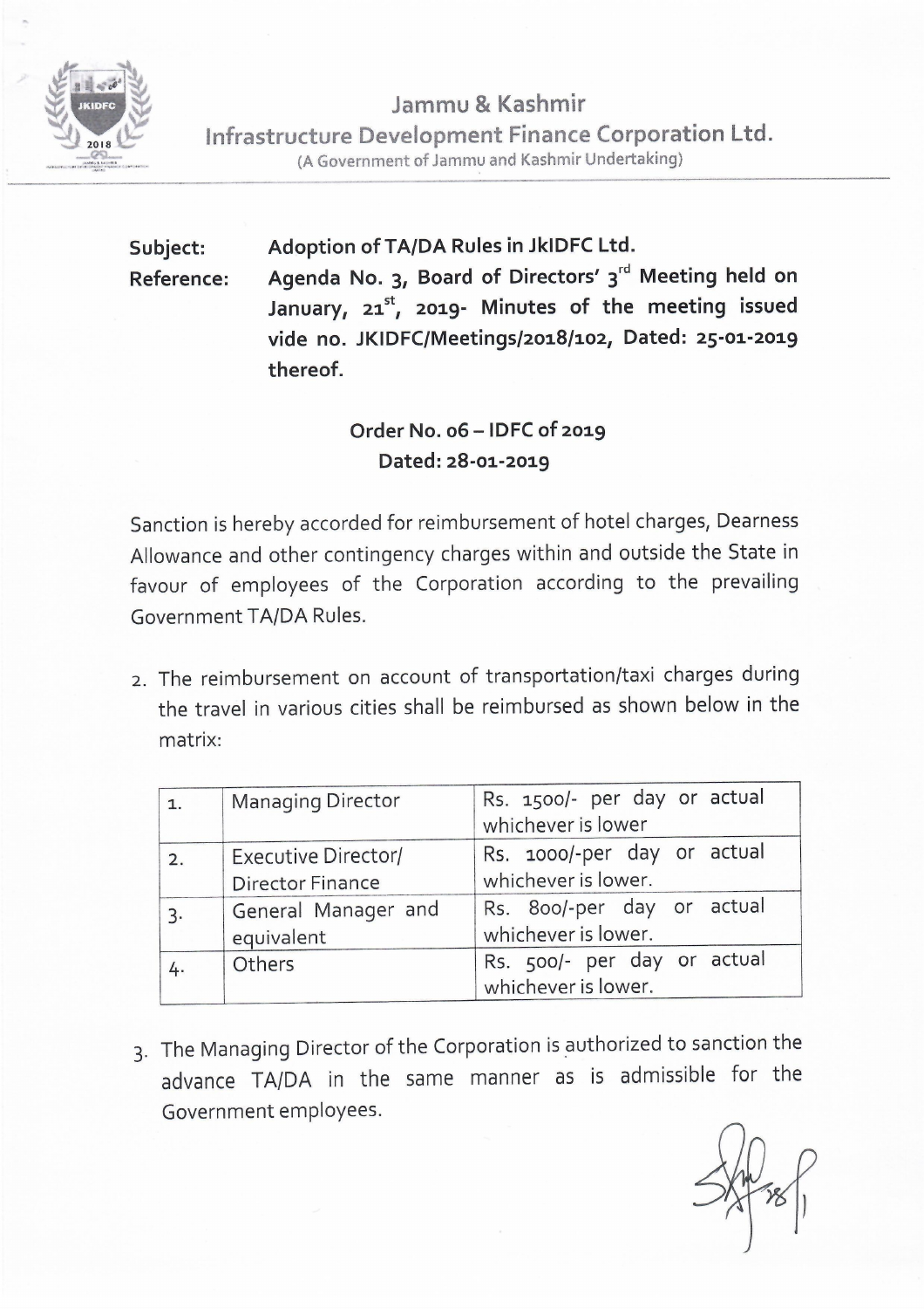# Jammu & Kashmir
## Infrastructure Development Finance Corporation Ltd.
(A Government of Jammu and Kashmir Undertaking)

**Subject:** **Adoption of TA/DA Rules in JkIDFC Ltd.**

**Reference:** **Agenda No. 3, Board of Directors' 3rd Meeting held on January, 21st, 2019- Minutes of the meeting issued vide no. JKIDFC/Meetings/2018/102, Dated: 25-01-2019 thereof.**

**Order No. 06 – IDFC of 2019**
**Dated: 28-01-2019**

Sanction is hereby accorded for reimbursement of hotel charges, Dearness Allowance and other contingency charges within and outside the State in favour of employees of the Corporation according to the prevailing Government TA/DA Rules.

2. The reimbursement on account of transportation/taxi charges during the travel in various cities shall be reimbursed as shown below in the matrix:

| | | |
|---|---|---|
| 1. | Managing Director | Rs. 1500/- per day or actual whichever is lower |
| 2. | Executive Director/ Director Finance | Rs. 1000/-per day or actual whichever is lower. |
| 3. | General Manager and equivalent | Rs. 800/-per day or actual whichever is lower. |
| 4. | Others | Rs. 500/- per day or actual whichever is lower. |

3. The Managing Director of the Corporation is authorized to sanction the advance TA/DA in the same manner as is admissible for the Government employees.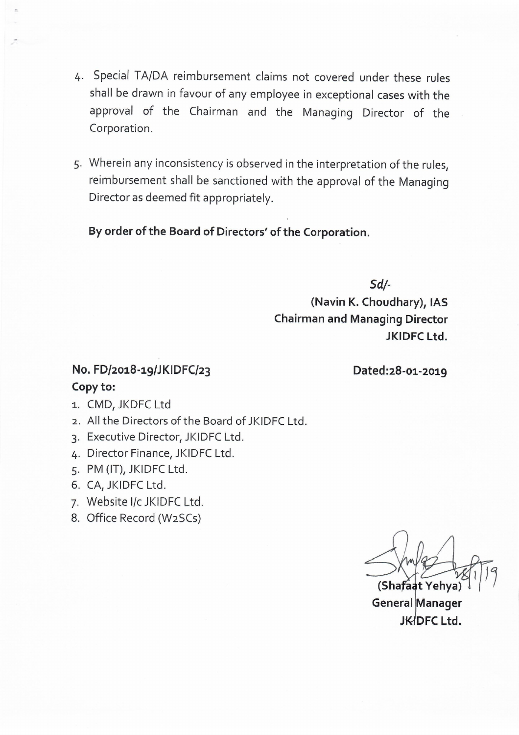4. Special TA/DA reimbursement claims not covered under these rules shall be drawn in favour of any employee in exceptional cases with the approval of the Chairman and the Managing Director of the Corporation.

5. Wherein any inconsistency is observed in the interpretation of the rules, reimbursement shall be sanctioned with the approval of the Managing Director as deemed fit appropriately.

**By order of the Board of Directors' of the Corporation.**

*Sd/-*

**(Navin K. Choudhary), IAS**
**Chairman and Managing Director**
**JKIDFC Ltd.**

**No. FD/2018-19/JKIDFC/23** **Dated:28-01-2019**

**Copy to:**

1. CMD, JKDFC Ltd
2. All the Directors of the Board of JKIDFC Ltd.
3. Executive Director, JKIDFC Ltd.
4. Director Finance, JKIDFC Ltd.
5. PM (IT), JKIDFC Ltd.
6. CA, JKIDFC Ltd.
7. Website I/c JKIDFC Ltd.
8. Office Record (W2SCs)

28/1/19

**(Shafaat Yehya)**
**General Manager**
**JKIDFC Ltd.**